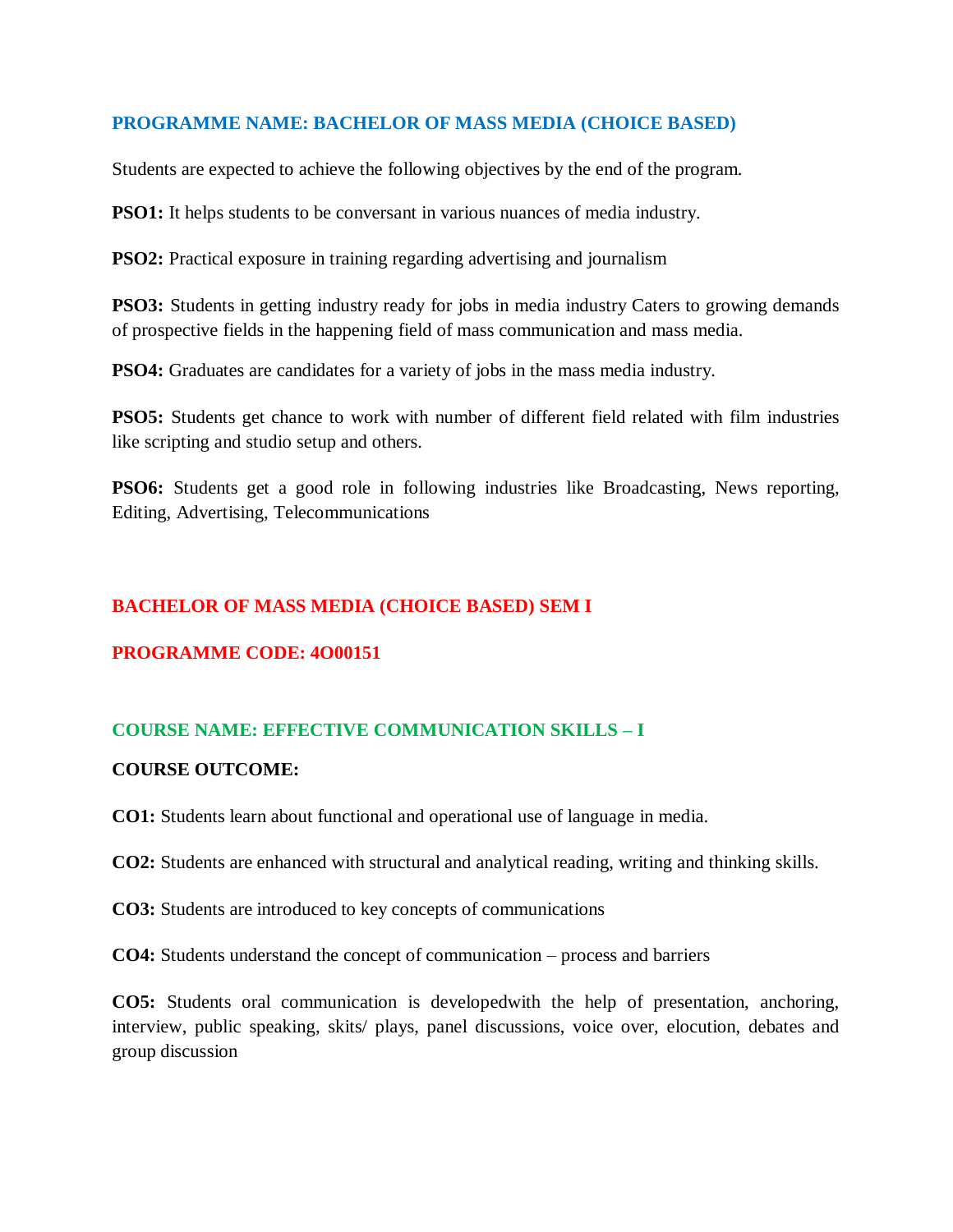## PROGRAMME NAME: BACHELOR OF MASS MEDIA (CHOICE BASED)

Students are expected to achieve the following objectives by the end of the program.

**PSO1:** It helps students to be conversant in various nuances of media industry.

**PSO2:** Practical exposure in training regarding advertising and journalism

**PSO3:** Students in getting industry ready for jobs in media industry Caters to growing demands of prospective fields in the happening field of mass communication and mass media.

**PSO4:** Graduates are candidates for a variety of jobs in the mass media industry.

**PSO5:** Students get chance to work with number of different field related with film industries like scripting and studio setup and others.

**PSO6:** Students get a good role in following industries like Broadcasting, News reporting, Editing, Advertising, Telecommunications

## BACHELOR OF MASS MEDIA (CHOICE BASED) SEM I

## PROGRAMME CODE: 4O00151

### COURSE NAME: EFFECTIVE COMMUNICATION SKILLS – I

**COURSE OUTCOME:**

**CO1:** Students learn about functional and operational use of language in media.

**CO2:** Students are enhanced with structural and analytical reading, writing and thinking skills.

**CO3:** Students are introduced to key concepts of communications

**CO4:** Students understand the concept of communication – process and barriers

**CO5:** Students oral communication is developedwith the help of presentation, anchoring, interview, public speaking, skits/ plays, panel discussions, voice over, elocution, debates and group discussion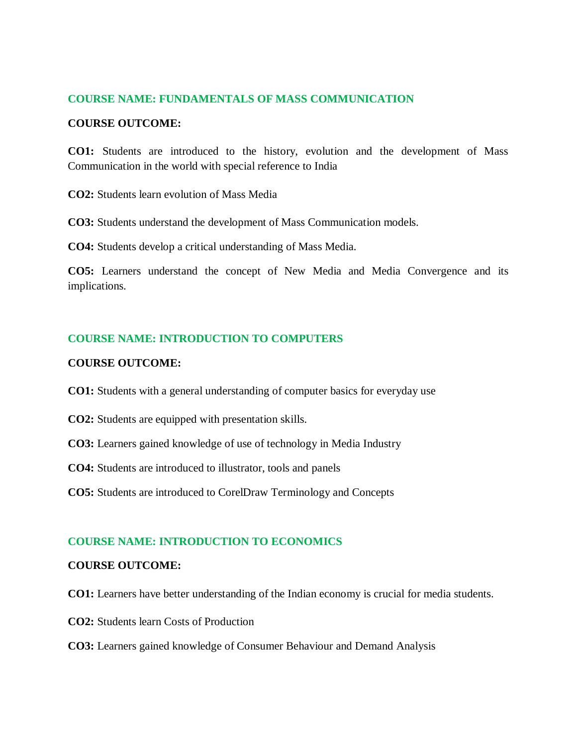## COURSE NAME: FUNDAMENTALS OF MASS COMMUNICATION

**COURSE OUTCOME:**

**CO1:** Students are introduced to the history, evolution and the development of Mass Communication in the world with special reference to India

**CO2:** Students learn evolution of Mass Media

**CO3:** Students understand the development of Mass Communication models.

**CO4:** Students develop a critical understanding of Mass Media.

**CO5:** Learners understand the concept of New Media and Media Convergence and its implications.

## COURSE NAME: INTRODUCTION TO COMPUTERS

**COURSE OUTCOME:**

**CO1:** Students with a general understanding of computer basics for everyday use

**CO2:** Students are equipped with presentation skills.

**CO3:** Learners gained knowledge of use of technology in Media Industry

**CO4:** Students are introduced to illustrator, tools and panels

**CO5:** Students are introduced to CorelDraw Terminology and Concepts

## COURSE NAME: INTRODUCTION TO ECONOMICS

**COURSE OUTCOME:**

**CO1:** Learners have better understanding of the Indian economy is crucial for media students.

**CO2:** Students learn Costs of Production

**CO3:** Learners gained knowledge of Consumer Behaviour and Demand Analysis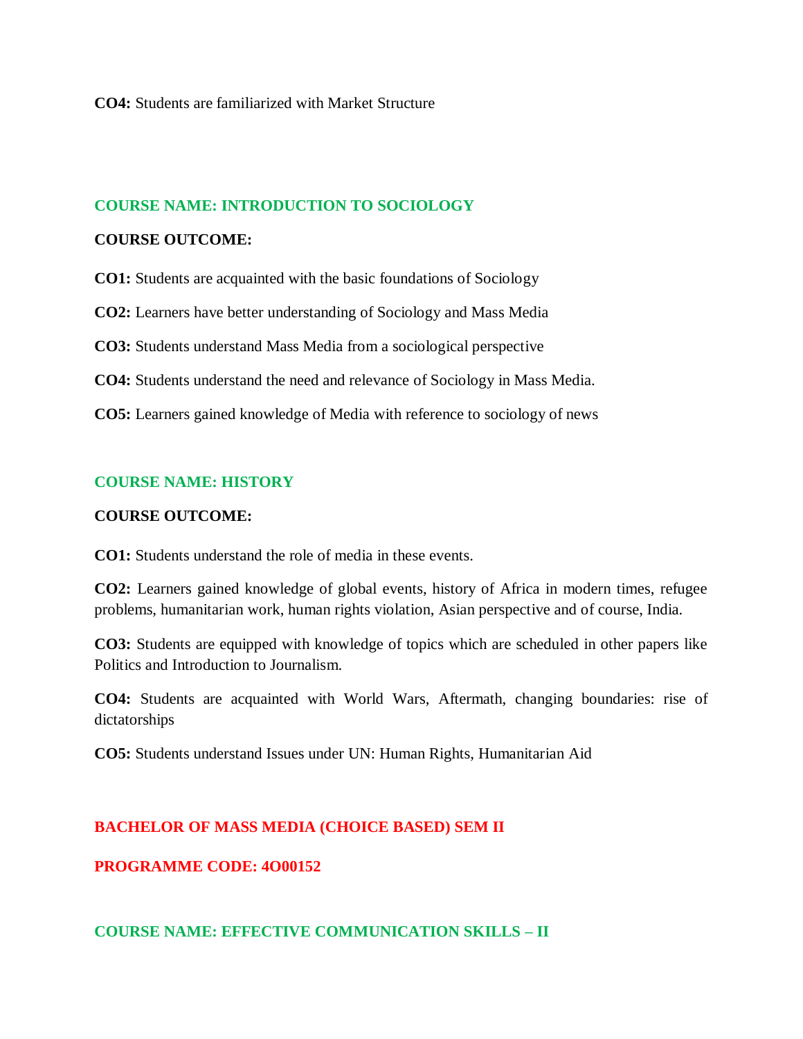**CO4:** Students are familiarized with Market Structure

## COURSE NAME: INTRODUCTION TO SOCIOLOGY

**COURSE OUTCOME:**

**CO1:** Students are acquainted with the basic foundations of Sociology

**CO2:** Learners have better understanding of Sociology and Mass Media

**CO3:** Students understand Mass Media from a sociological perspective

**CO4:** Students understand the need and relevance of Sociology in Mass Media.

**CO5:** Learners gained knowledge of Media with reference to sociology of news

## COURSE NAME: HISTORY

**COURSE OUTCOME:**

**CO1:** Students understand the role of media in these events.

**CO2:** Learners gained knowledge of global events, history of Africa in modern times, refugee problems, humanitarian work, human rights violation, Asian perspective and of course, India.

**CO3:** Students are equipped with knowledge of topics which are scheduled in other papers like Politics and Introduction to Journalism.

**CO4:** Students are acquainted with World Wars, Aftermath, changing boundaries: rise of dictatorships

**CO5:** Students understand Issues under UN: Human Rights, Humanitarian Aid

# BACHELOR OF MASS MEDIA (CHOICE BASED) SEM II

**PROGRAMME CODE: 4O00152**

## COURSE NAME: EFFECTIVE COMMUNICATION SKILLS – II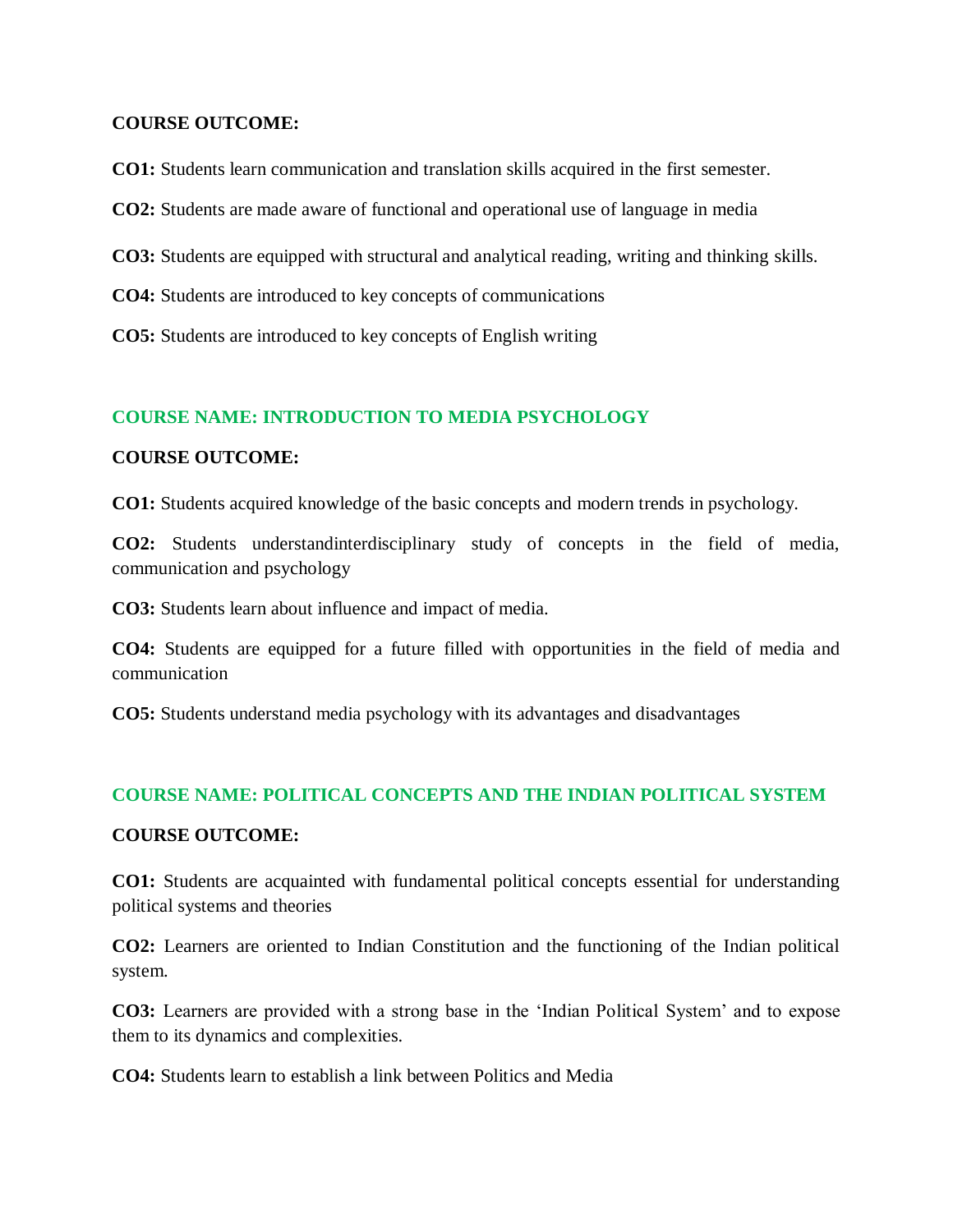**COURSE OUTCOME:**

**CO1:** Students learn communication and translation skills acquired in the first semester.

**CO2:** Students are made aware of functional and operational use of language in media

**CO3:** Students are equipped with structural and analytical reading, writing and thinking skills.

**CO4:** Students are introduced to key concepts of communications

**CO5:** Students are introduced to key concepts of English writing

## COURSE NAME: INTRODUCTION TO MEDIA PSYCHOLOGY

**COURSE OUTCOME:**

**CO1:** Students acquired knowledge of the basic concepts and modern trends in psychology.

**CO2:** Students understandinterdisciplinary study of concepts in the field of media, communication and psychology

**CO3:** Students learn about influence and impact of media.

**CO4:** Students are equipped for a future filled with opportunities in the field of media and communication

**CO5:** Students understand media psychology with its advantages and disadvantages

## COURSE NAME: POLITICAL CONCEPTS AND THE INDIAN POLITICAL SYSTEM

**COURSE OUTCOME:**

**CO1:** Students are acquainted with fundamental political concepts essential for understanding political systems and theories

**CO2:** Learners are oriented to Indian Constitution and the functioning of the Indian political system.

**CO3:** Learners are provided with a strong base in the 'Indian Political System' and to expose them to its dynamics and complexities.

**CO4:** Students learn to establish a link between Politics and Media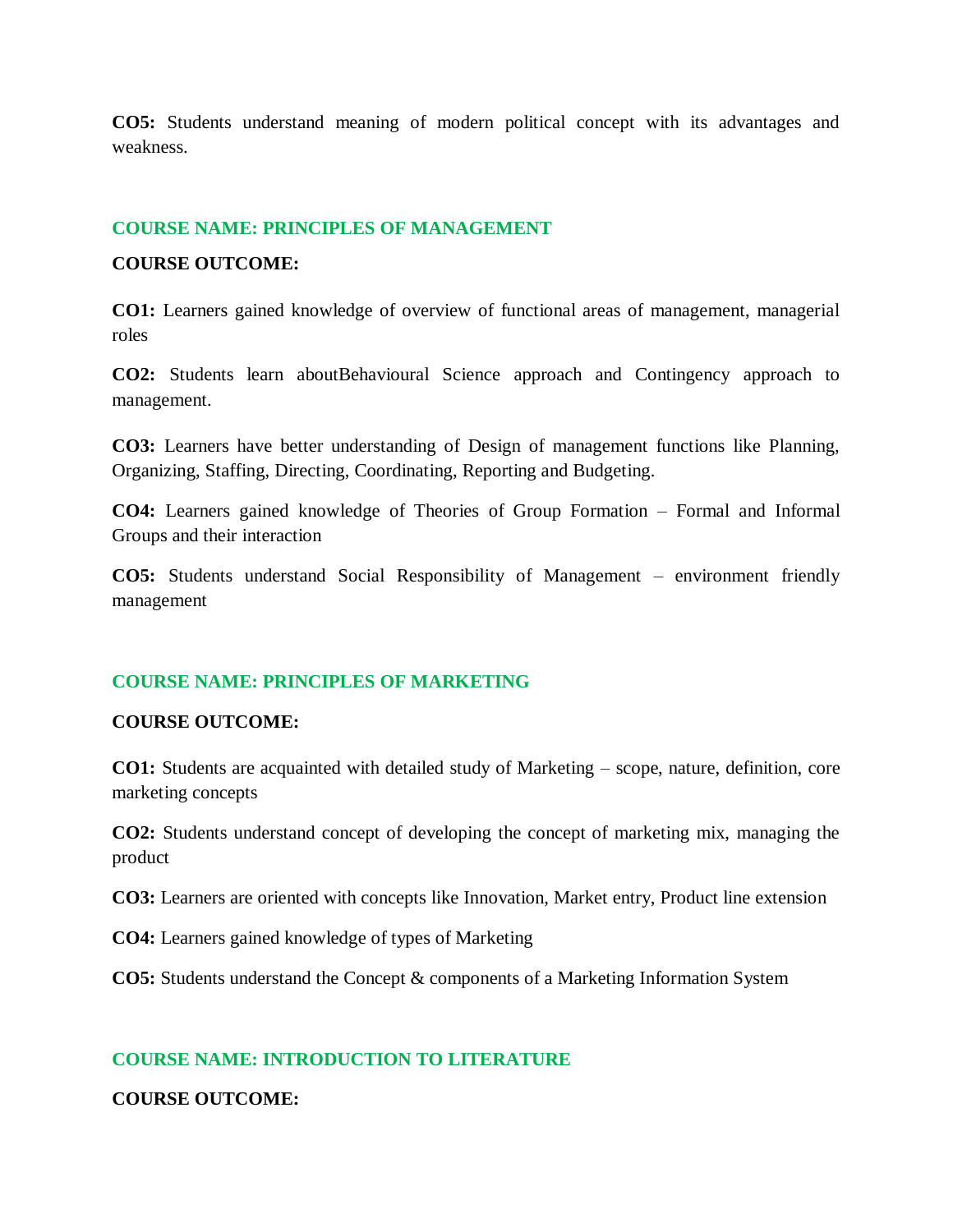**CO5:** Students understand meaning of modern political concept with its advantages and weakness.

## COURSE NAME: PRINCIPLES OF MANAGEMENT

**COURSE OUTCOME:**

**CO1:** Learners gained knowledge of overview of functional areas of management, managerial roles

**CO2:** Students learn aboutBehavioural Science approach and Contingency approach to management.

**CO3:** Learners have better understanding of Design of management functions like Planning, Organizing, Staffing, Directing, Coordinating, Reporting and Budgeting.

**CO4:** Learners gained knowledge of Theories of Group Formation – Formal and Informal Groups and their interaction

**CO5:** Students understand Social Responsibility of Management – environment friendly management

## COURSE NAME: PRINCIPLES OF MARKETING

**COURSE OUTCOME:**

**CO1:** Students are acquainted with detailed study of Marketing – scope, nature, definition, core marketing concepts

**CO2:** Students understand concept of developing the concept of marketing mix, managing the product

**CO3:** Learners are oriented with concepts like Innovation, Market entry, Product line extension

**CO4:** Learners gained knowledge of types of Marketing

**CO5:** Students understand the Concept & components of a Marketing Information System

## COURSE NAME: INTRODUCTION TO LITERATURE

**COURSE OUTCOME:**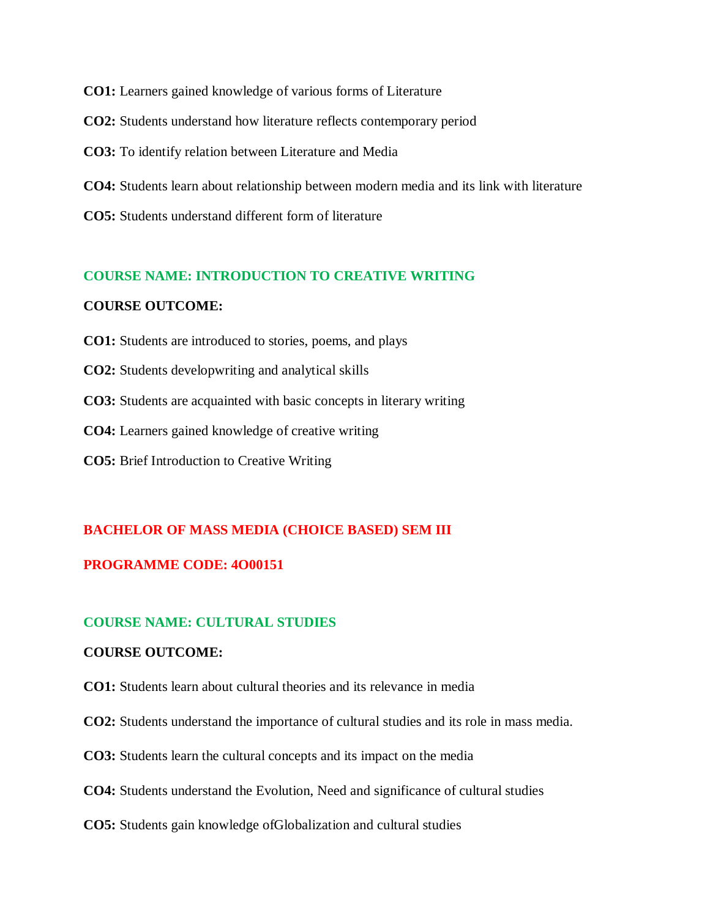**CO1:** Learners gained knowledge of various forms of Literature

**CO2:** Students understand how literature reflects contemporary period

**CO3:** To identify relation between Literature and Media

**CO4:** Students learn about relationship between modern media and its link with literature

**CO5:** Students understand different form of literature

### COURSE NAME: INTRODUCTION TO CREATIVE WRITING

**COURSE OUTCOME:**

**CO1:** Students are introduced to stories, poems, and plays

**CO2:** Students developwriting and analytical skills

**CO3:** Students are acquainted with basic concepts in literary writing

**CO4:** Learners gained knowledge of creative writing

**CO5:** Brief Introduction to Creative Writing

## BACHELOR OF MASS MEDIA (CHOICE BASED) SEM III

## PROGRAMME CODE: 4O00151

### COURSE NAME: CULTURAL STUDIES

**COURSE OUTCOME:**

**CO1:** Students learn about cultural theories and its relevance in media

**CO2:** Students understand the importance of cultural studies and its role in mass media.

**CO3:** Students learn the cultural concepts and its impact on the media

**CO4:** Students understand the Evolution, Need and significance of cultural studies

**CO5:** Students gain knowledge ofGlobalization and cultural studies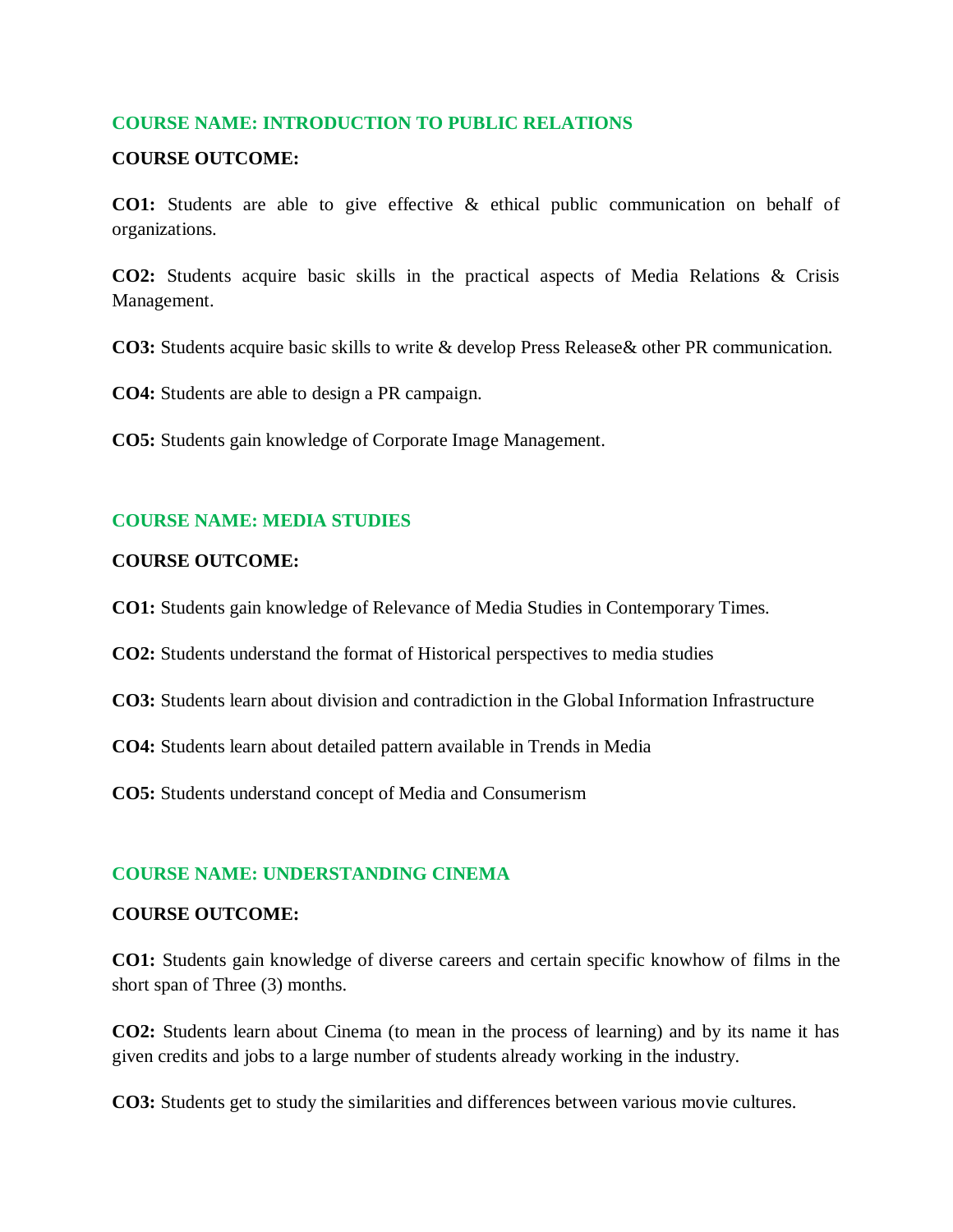## COURSE NAME: INTRODUCTION TO PUBLIC RELATIONS

**COURSE OUTCOME:**

**CO1:** Students are able to give effective & ethical public communication on behalf of organizations.

**CO2:** Students acquire basic skills in the practical aspects of Media Relations & Crisis Management.

**CO3:** Students acquire basic skills to write & develop Press Release& other PR communication.

**CO4:** Students are able to design a PR campaign.

**CO5:** Students gain knowledge of Corporate Image Management.

## COURSE NAME: MEDIA STUDIES

**COURSE OUTCOME:**

**CO1:** Students gain knowledge of Relevance of Media Studies in Contemporary Times.

**CO2:** Students understand the format of Historical perspectives to media studies

**CO3:** Students learn about division and contradiction in the Global Information Infrastructure

**CO4:** Students learn about detailed pattern available in Trends in Media

**CO5:** Students understand concept of Media and Consumerism

## COURSE NAME: UNDERSTANDING CINEMA

**COURSE OUTCOME:**

**CO1:** Students gain knowledge of diverse careers and certain specific knowhow of films in the short span of Three (3) months.

**CO2:** Students learn about Cinema (to mean in the process of learning) and by its name it has given credits and jobs to a large number of students already working in the industry.

**CO3:** Students get to study the similarities and differences between various movie cultures.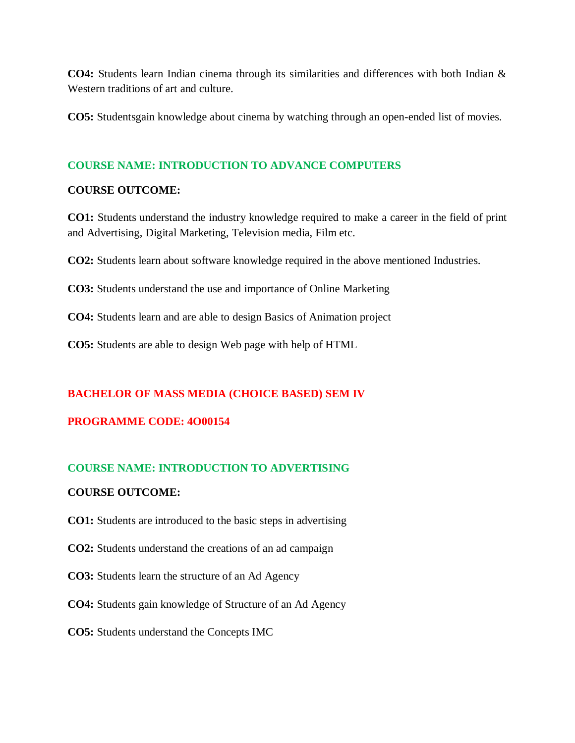**CO4:** Students learn Indian cinema through its similarities and differences with both Indian & Western traditions of art and culture.

**CO5:** Studentsgain knowledge about cinema by watching through an open-ended list of movies.

### COURSE NAME: INTRODUCTION TO ADVANCE COMPUTERS

**COURSE OUTCOME:**

**CO1:** Students understand the industry knowledge required to make a career in the field of print and Advertising, Digital Marketing, Television media, Film etc.

**CO2:** Students learn about software knowledge required in the above mentioned Industries.

**CO3:** Students understand the use and importance of Online Marketing

**CO4:** Students learn and are able to design Basics of Animation project

**CO5:** Students are able to design Web page with help of HTML

## BACHELOR OF MASS MEDIA (CHOICE BASED) SEM IV

## PROGRAMME CODE: 4O00154

### COURSE NAME: INTRODUCTION TO ADVERTISING

**COURSE OUTCOME:**

**CO1:** Students are introduced to the basic steps in advertising

**CO2:** Students understand the creations of an ad campaign

**CO3:** Students learn the structure of an Ad Agency

**CO4:** Students gain knowledge of Structure of an Ad Agency

**CO5:** Students understand the Concepts IMC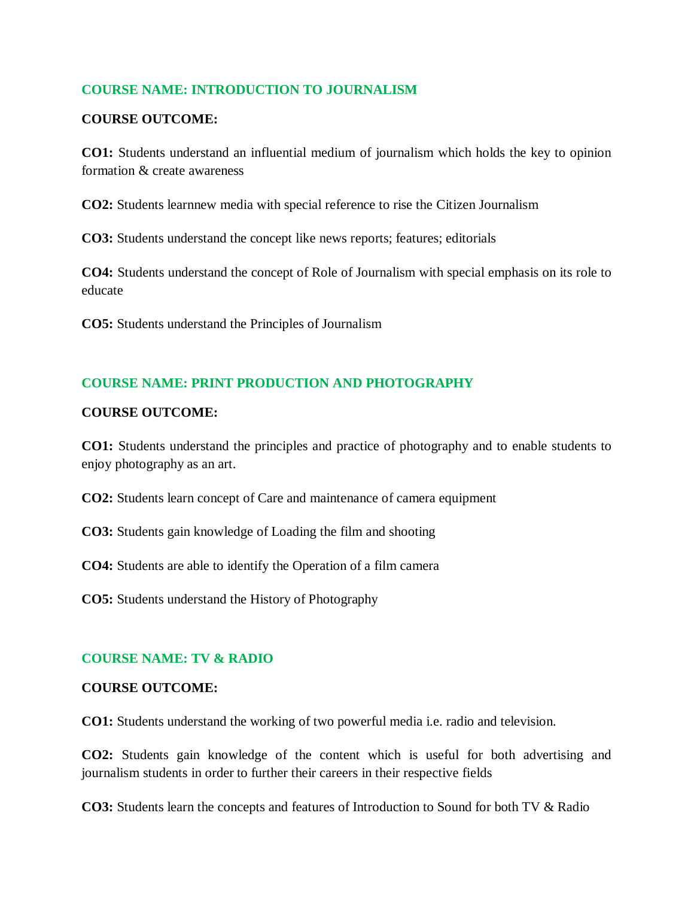## COURSE NAME: INTRODUCTION TO JOURNALISM

**COURSE OUTCOME:**

**CO1:** Students understand an influential medium of journalism which holds the key to opinion formation & create awareness

**CO2:** Students learnnew media with special reference to rise the Citizen Journalism

**CO3:** Students understand the concept like news reports; features; editorials

**CO4:** Students understand the concept of Role of Journalism with special emphasis on its role to educate

**CO5:** Students understand the Principles of Journalism

## COURSE NAME: PRINT PRODUCTION AND PHOTOGRAPHY

**COURSE OUTCOME:**

**CO1:** Students understand the principles and practice of photography and to enable students to enjoy photography as an art.

**CO2:** Students learn concept of Care and maintenance of camera equipment

**CO3:** Students gain knowledge of Loading the film and shooting

**CO4:** Students are able to identify the Operation of a film camera

**CO5:** Students understand the History of Photography

## COURSE NAME: TV & RADIO

**COURSE OUTCOME:**

**CO1:** Students understand the working of two powerful media i.e. radio and television.

**CO2:** Students gain knowledge of the content which is useful for both advertising and journalism students in order to further their careers in their respective fields

**CO3:** Students learn the concepts and features of Introduction to Sound for both TV & Radio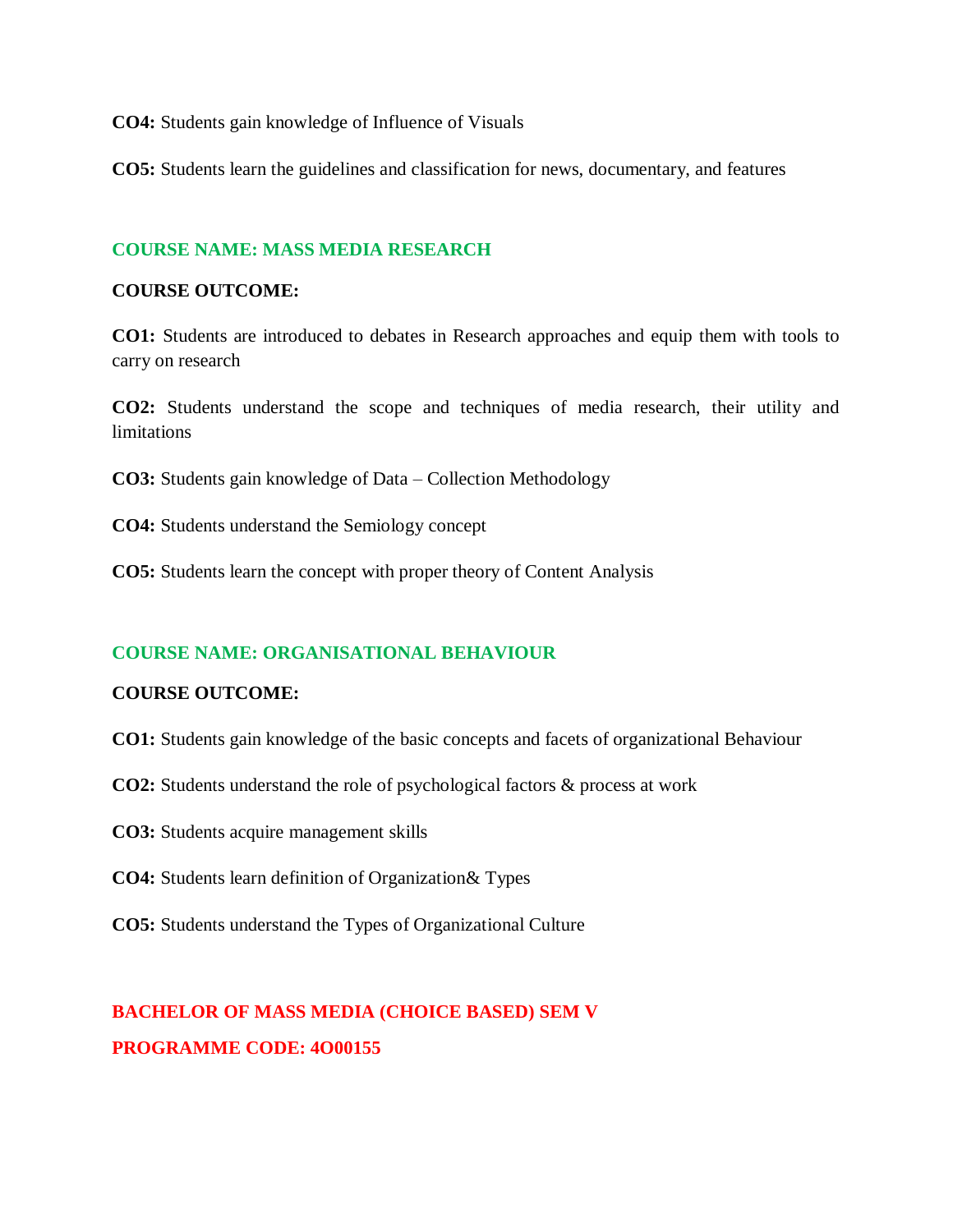**CO4:** Students gain knowledge of Influence of Visuals

**CO5:** Students learn the guidelines and classification for news, documentary, and features

## COURSE NAME: MASS MEDIA RESEARCH

**COURSE OUTCOME:**

**CO1:** Students are introduced to debates in Research approaches and equip them with tools to carry on research

**CO2:** Students understand the scope and techniques of media research, their utility and limitations

**CO3:** Students gain knowledge of Data – Collection Methodology

**CO4:** Students understand the Semiology concept

**CO5:** Students learn the concept with proper theory of Content Analysis

## COURSE NAME: ORGANISATIONAL BEHAVIOUR

**COURSE OUTCOME:**

**CO1:** Students gain knowledge of the basic concepts and facets of organizational Behaviour

**CO2:** Students understand the role of psychological factors & process at work

**CO3:** Students acquire management skills

**CO4:** Students learn definition of Organization& Types

**CO5:** Students understand the Types of Organizational Culture

# BACHELOR OF MASS MEDIA (CHOICE BASED) SEM V

# PROGRAMME CODE: 4O00155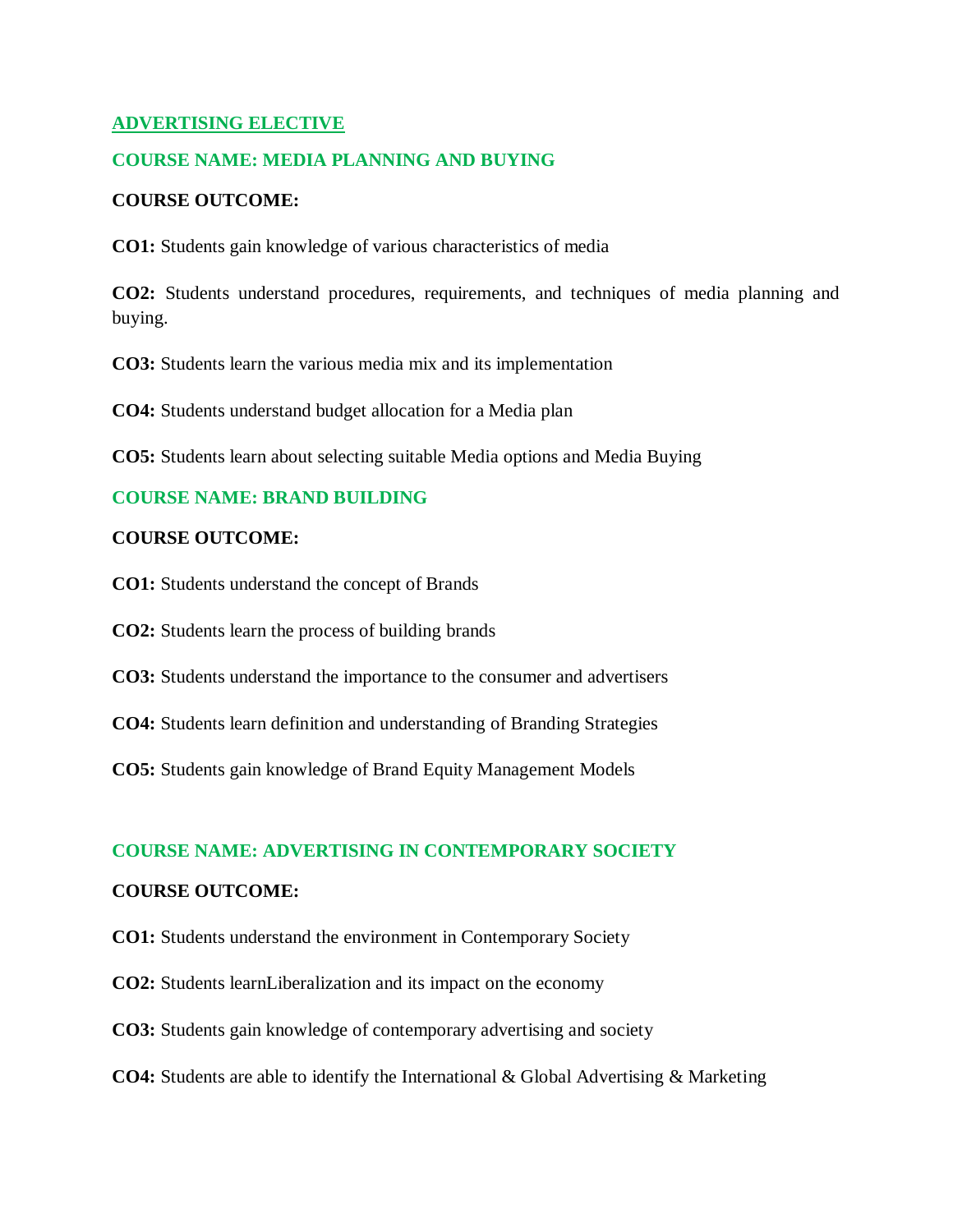## ADVERTISING ELECTIVE

### COURSE NAME: MEDIA PLANNING AND BUYING

**COURSE OUTCOME:**

**CO1:** Students gain knowledge of various characteristics of media

**CO2:** Students understand procedures, requirements, and techniques of media planning and buying.

**CO3:** Students learn the various media mix and its implementation

**CO4:** Students understand budget allocation for a Media plan

**CO5:** Students learn about selecting suitable Media options and Media Buying

### COURSE NAME: BRAND BUILDING

**COURSE OUTCOME:**

**CO1:** Students understand the concept of Brands

**CO2:** Students learn the process of building brands

**CO3:** Students understand the importance to the consumer and advertisers

**CO4:** Students learn definition and understanding of Branding Strategies

**CO5:** Students gain knowledge of Brand Equity Management Models

### COURSE NAME: ADVERTISING IN CONTEMPORARY SOCIETY

**COURSE OUTCOME:**

**CO1:** Students understand the environment in Contemporary Society

**CO2:** Students learnLiberalization and its impact on the economy

**CO3:** Students gain knowledge of contemporary advertising and society

**CO4:** Students are able to identify the International & Global Advertising & Marketing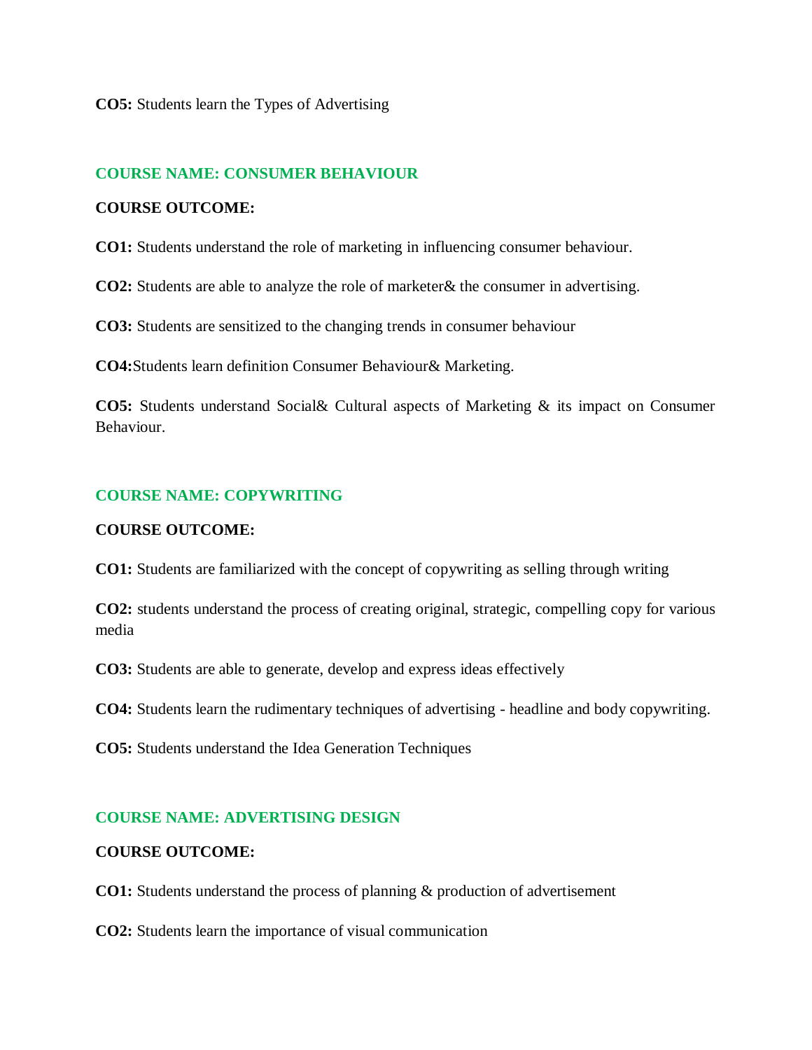**CO5:** Students learn the Types of Advertising

## COURSE NAME: CONSUMER BEHAVIOUR

**COURSE OUTCOME:**

**CO1:** Students understand the role of marketing in influencing consumer behaviour.

**CO2:** Students are able to analyze the role of marketer& the consumer in advertising.

**CO3:** Students are sensitized to the changing trends in consumer behaviour

**CO4:**Students learn definition Consumer Behaviour& Marketing.

**CO5:** Students understand Social& Cultural aspects of Marketing & its impact on Consumer Behaviour.

## COURSE NAME: COPYWRITING

**COURSE OUTCOME:**

**CO1:** Students are familiarized with the concept of copywriting as selling through writing

**CO2:** students understand the process of creating original, strategic, compelling copy for various media

**CO3:** Students are able to generate, develop and express ideas effectively

**CO4:** Students learn the rudimentary techniques of advertising - headline and body copywriting.

**CO5:** Students understand the Idea Generation Techniques

## COURSE NAME: ADVERTISING DESIGN

**COURSE OUTCOME:**

**CO1:** Students understand the process of planning & production of advertisement

**CO2:** Students learn the importance of visual communication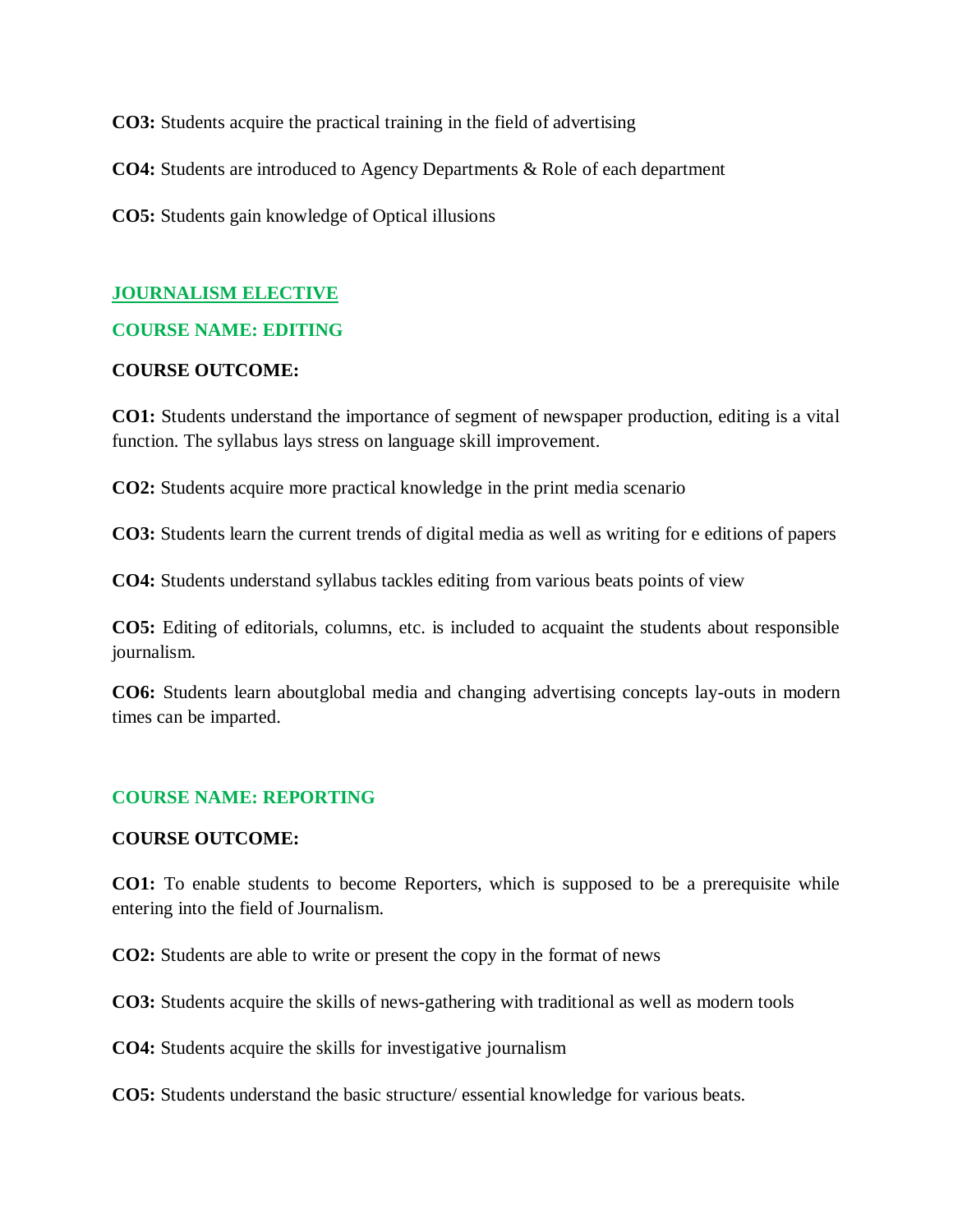**CO3:** Students acquire the practical training in the field of advertising

**CO4:** Students are introduced to Agency Departments & Role of each department

**CO5:** Students gain knowledge of Optical illusions

## JOURNALISM ELECTIVE

### COURSE NAME: EDITING

**COURSE OUTCOME:**

**CO1:** Students understand the importance of segment of newspaper production, editing is a vital function. The syllabus lays stress on language skill improvement.

**CO2:** Students acquire more practical knowledge in the print media scenario

**CO3:** Students learn the current trends of digital media as well as writing for e editions of papers

**CO4:** Students understand syllabus tackles editing from various beats points of view

**CO5:** Editing of editorials, columns, etc. is included to acquaint the students about responsible journalism.

**CO6:** Students learn aboutglobal media and changing advertising concepts lay-outs in modern times can be imparted.

### COURSE NAME: REPORTING

**COURSE OUTCOME:**

**CO1:** To enable students to become Reporters, which is supposed to be a prerequisite while entering into the field of Journalism.

**CO2:** Students are able to write or present the copy in the format of news

**CO3:** Students acquire the skills of news-gathering with traditional as well as modern tools

**CO4:** Students acquire the skills for investigative journalism

**CO5:** Students understand the basic structure/ essential knowledge for various beats.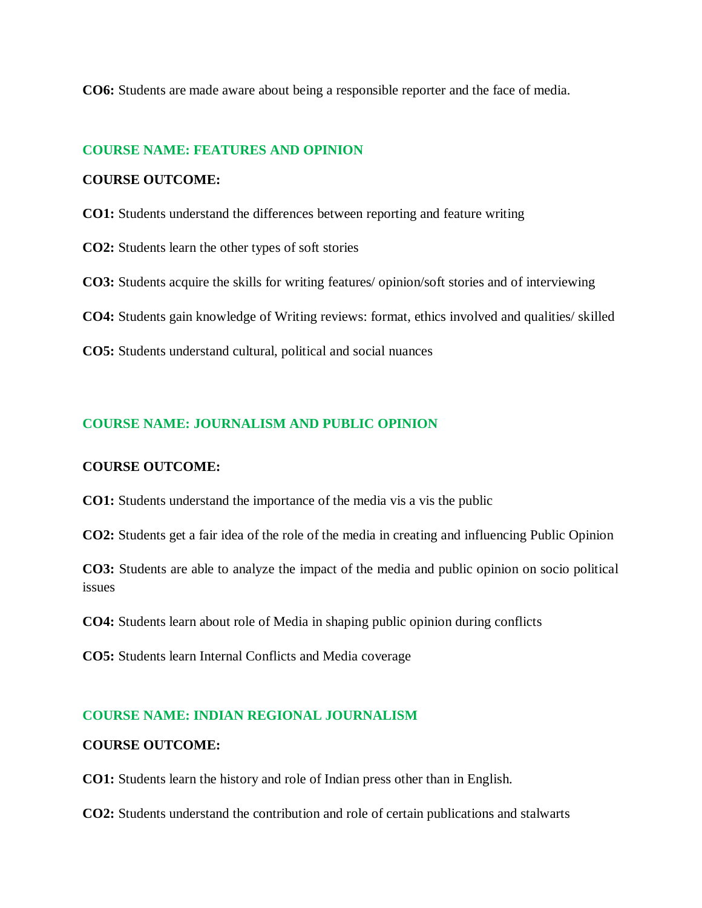**CO6:** Students are made aware about being a responsible reporter and the face of media.

## COURSE NAME: FEATURES AND OPINION

**COURSE OUTCOME:**

**CO1:** Students understand the differences between reporting and feature writing

**CO2:** Students learn the other types of soft stories

**CO3:** Students acquire the skills for writing features/ opinion/soft stories and of interviewing

**CO4:** Students gain knowledge of Writing reviews: format, ethics involved and qualities/ skilled

**CO5:** Students understand cultural, political and social nuances

## COURSE NAME: JOURNALISM AND PUBLIC OPINION

**COURSE OUTCOME:**

**CO1:** Students understand the importance of the media vis a vis the public

**CO2:** Students get a fair idea of the role of the media in creating and influencing Public Opinion

**CO3:** Students are able to analyze the impact of the media and public opinion on socio political issues

**CO4:** Students learn about role of Media in shaping public opinion during conflicts

**CO5:** Students learn Internal Conflicts and Media coverage

## COURSE NAME: INDIAN REGIONAL JOURNALISM

**COURSE OUTCOME:**

**CO1:** Students learn the history and role of Indian press other than in English.

**CO2:** Students understand the contribution and role of certain publications and stalwarts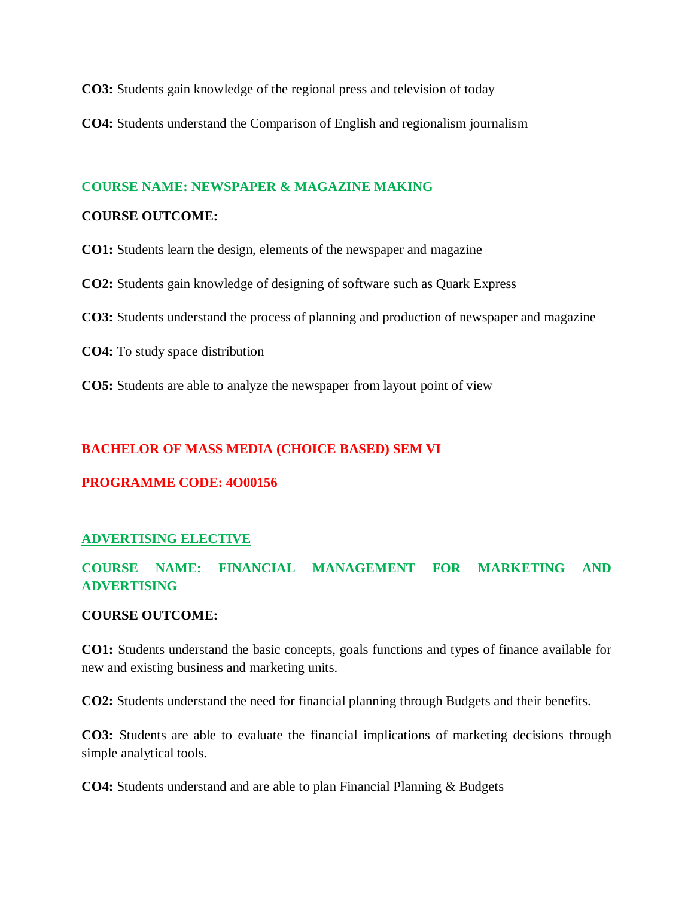**CO3:** Students gain knowledge of the regional press and television of today

**CO4:** Students understand the Comparison of English and regionalism journalism

### COURSE NAME: NEWSPAPER & MAGAZINE MAKING

**COURSE OUTCOME:**

**CO1:** Students learn the design, elements of the newspaper and magazine

**CO2:** Students gain knowledge of designing of software such as Quark Express

**CO3:** Students understand the process of planning and production of newspaper and magazine

**CO4:** To study space distribution

**CO5:** Students are able to analyze the newspaper from layout point of view

## BACHELOR OF MASS MEDIA (CHOICE BASED) SEM VI

## PROGRAMME CODE: 4O00156

### ADVERTISING ELECTIVE

### COURSE NAME: FINANCIAL MANAGEMENT FOR MARKETING AND ADVERTISING

**COURSE OUTCOME:**

**CO1:** Students understand the basic concepts, goals functions and types of finance available for new and existing business and marketing units.

**CO2:** Students understand the need for financial planning through Budgets and their benefits.

**CO3:** Students are able to evaluate the financial implications of marketing decisions through simple analytical tools.

**CO4:** Students understand and are able to plan Financial Planning & Budgets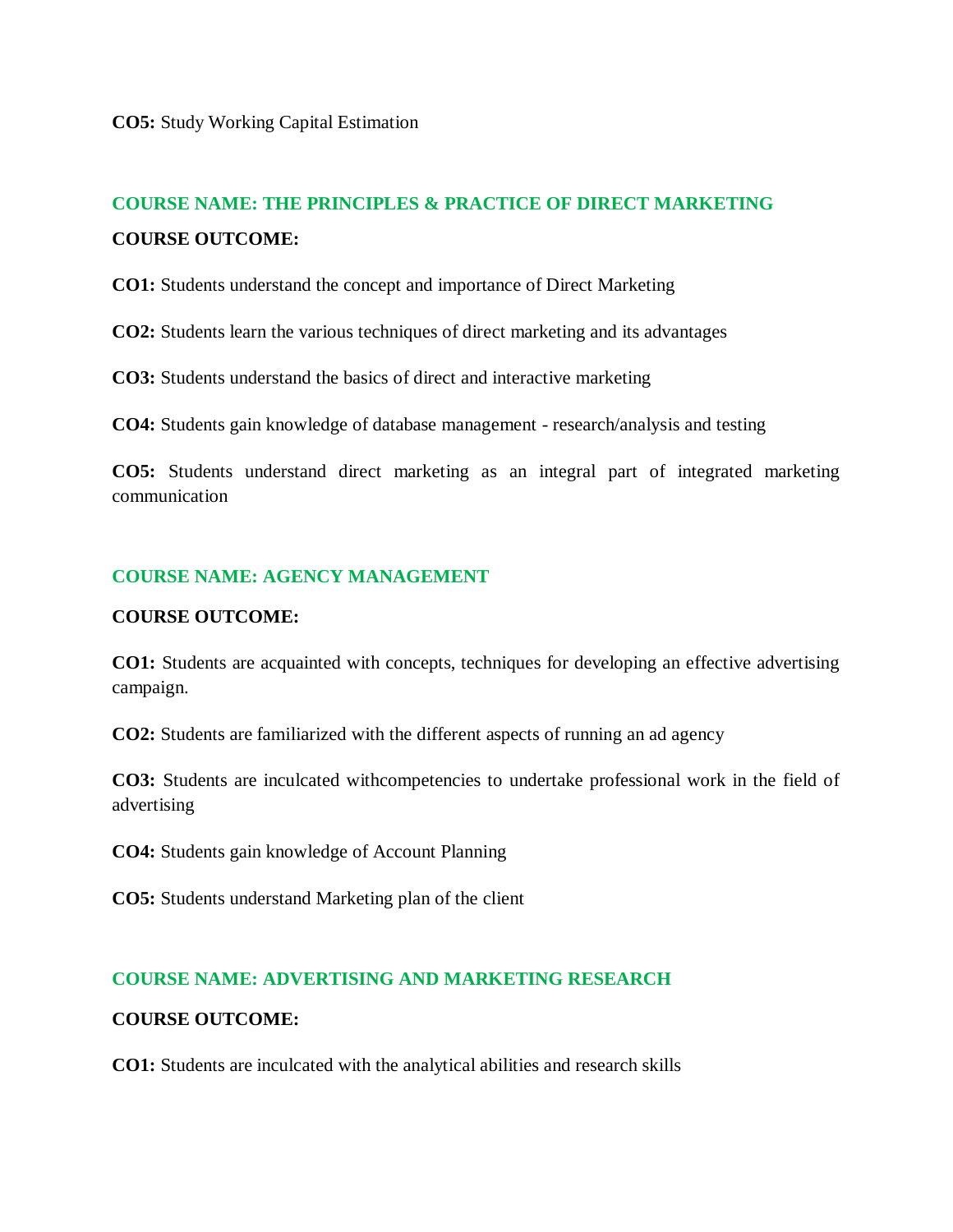**CO5:** Study Working Capital Estimation

## COURSE NAME: THE PRINCIPLES & PRACTICE OF DIRECT MARKETING

**COURSE OUTCOME:**

**CO1:** Students understand the concept and importance of Direct Marketing

**CO2:** Students learn the various techniques of direct marketing and its advantages

**CO3:** Students understand the basics of direct and interactive marketing

**CO4:** Students gain knowledge of database management - research/analysis and testing

**CO5:** Students understand direct marketing as an integral part of integrated marketing communication

## COURSE NAME: AGENCY MANAGEMENT

**COURSE OUTCOME:**

**CO1:** Students are acquainted with concepts, techniques for developing an effective advertising campaign.

**CO2:** Students are familiarized with the different aspects of running an ad agency

**CO3:** Students are inculcated withcompetencies to undertake professional work in the field of advertising

**CO4:** Students gain knowledge of Account Planning

**CO5:** Students understand Marketing plan of the client

## COURSE NAME: ADVERTISING AND MARKETING RESEARCH

**COURSE OUTCOME:**

**CO1:** Students are inculcated with the analytical abilities and research skills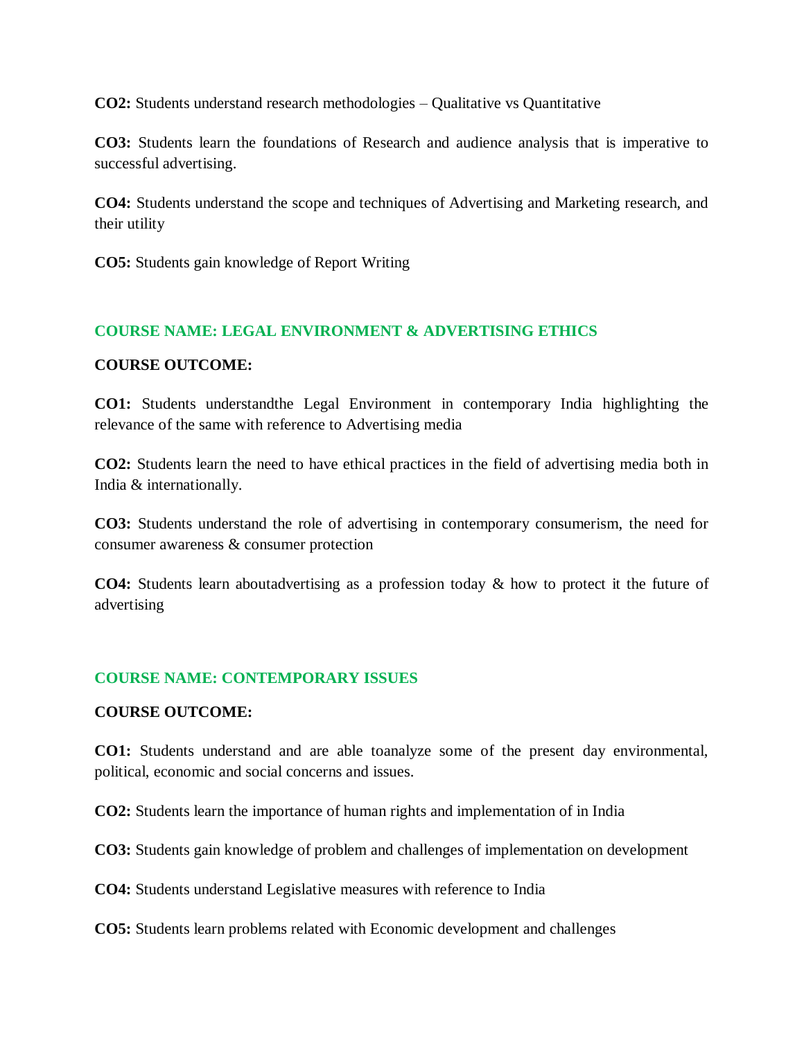**CO2:** Students understand research methodologies – Qualitative vs Quantitative

**CO3:** Students learn the foundations of Research and audience analysis that is imperative to successful advertising.

**CO4:** Students understand the scope and techniques of Advertising and Marketing research, and their utility

**CO5:** Students gain knowledge of Report Writing

## COURSE NAME: LEGAL ENVIRONMENT & ADVERTISING ETHICS

**COURSE OUTCOME:**

**CO1:** Students understandthe Legal Environment in contemporary India highlighting the relevance of the same with reference to Advertising media

**CO2:** Students learn the need to have ethical practices in the field of advertising media both in India & internationally.

**CO3:** Students understand the role of advertising in contemporary consumerism, the need for consumer awareness & consumer protection

**CO4:** Students learn aboutadvertising as a profession today & how to protect it the future of advertising

## COURSE NAME: CONTEMPORARY ISSUES

**COURSE OUTCOME:**

**CO1:** Students understand and are able toanalyze some of the present day environmental, political, economic and social concerns and issues.

**CO2:** Students learn the importance of human rights and implementation of in India

**CO3:** Students gain knowledge of problem and challenges of implementation on development

**CO4:** Students understand Legislative measures with reference to India

**CO5:** Students learn problems related with Economic development and challenges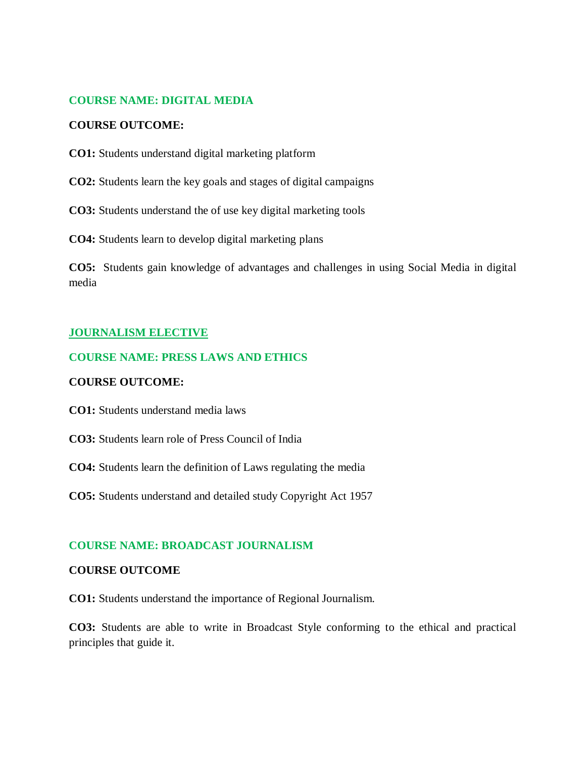### COURSE NAME: DIGITAL MEDIA

**COURSE OUTCOME:**

**CO1:** Students understand digital marketing platform

**CO2:** Students learn the key goals and stages of digital campaigns

**CO3:** Students understand the of use key digital marketing tools

**CO4:** Students learn to develop digital marketing plans

**CO5:** Students gain knowledge of advantages and challenges in using Social Media in digital media

## JOURNALISM ELECTIVE

### COURSE NAME: PRESS LAWS AND ETHICS

**COURSE OUTCOME:**

**CO1:** Students understand media laws

**CO3:** Students learn role of Press Council of India

**CO4:** Students learn the definition of Laws regulating the media

**CO5:** Students understand and detailed study Copyright Act 1957

### COURSE NAME: BROADCAST JOURNALISM

**COURSE OUTCOME**

**CO1:** Students understand the importance of Regional Journalism.

**CO3:** Students are able to write in Broadcast Style conforming to the ethical and practical principles that guide it.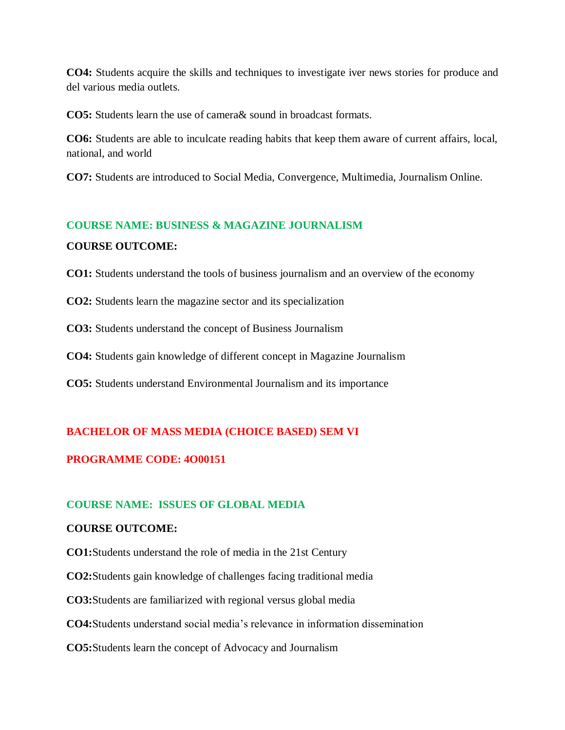**CO4:** Students acquire the skills and techniques to investigate iver news stories for produce and del various media outlets.

**CO5:** Students learn the use of camera& sound in broadcast formats.

**CO6:** Students are able to inculcate reading habits that keep them aware of current affairs, local, national, and world

**CO7:** Students are introduced to Social Media, Convergence, Multimedia, Journalism Online.

### COURSE NAME: BUSINESS & MAGAZINE JOURNALISM

**COURSE OUTCOME:**

**CO1:** Students understand the tools of business journalism and an overview of the economy

**CO2:** Students learn the magazine sector and its specialization

**CO3:** Students understand the concept of Business Journalism

**CO4:** Students gain knowledge of different concept in Magazine Journalism

**CO5:** Students understand Environmental Journalism and its importance

## BACHELOR OF MASS MEDIA (CHOICE BASED) SEM VI

## PROGRAMME CODE: 4O00151

### COURSE NAME: ISSUES OF GLOBAL MEDIA

**COURSE OUTCOME:**

**CO1:**Students understand the role of media in the 21st Century

**CO2:**Students gain knowledge of challenges facing traditional media

**CO3:**Students are familiarized with regional versus global media

**CO4:**Students understand social media's relevance in information dissemination

**CO5:**Students learn the concept of Advocacy and Journalism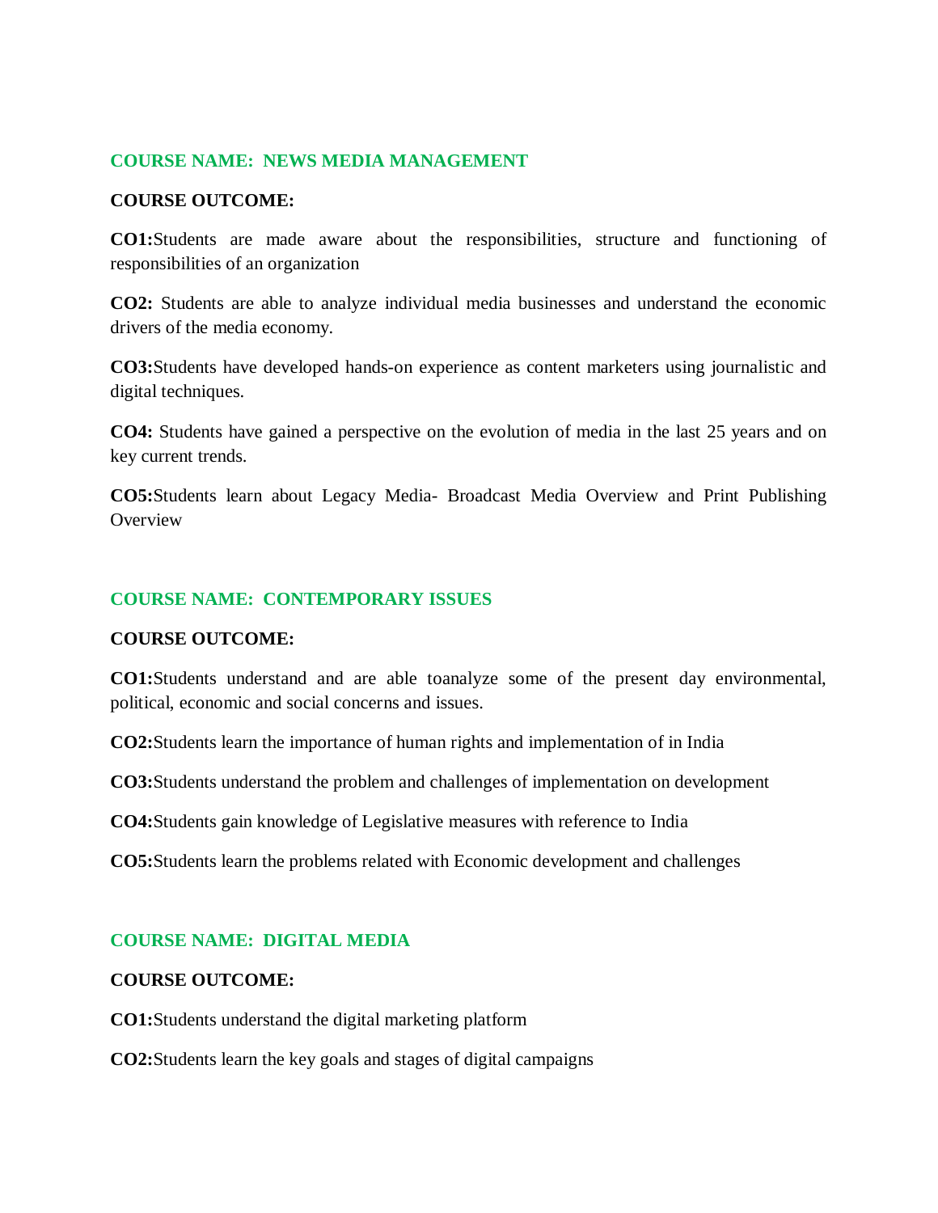## COURSE NAME: NEWS MEDIA MANAGEMENT

**COURSE OUTCOME:**

**CO1:**Students are made aware about the responsibilities, structure and functioning of responsibilities of an organization

**CO2:** Students are able to analyze individual media businesses and understand the economic drivers of the media economy.

**CO3:**Students have developed hands-on experience as content marketers using journalistic and digital techniques.

**CO4:** Students have gained a perspective on the evolution of media in the last 25 years and on key current trends.

**CO5:**Students learn about Legacy Media- Broadcast Media Overview and Print Publishing Overview

## COURSE NAME: CONTEMPORARY ISSUES

**COURSE OUTCOME:**

**CO1:**Students understand and are able toanalyze some of the present day environmental, political, economic and social concerns and issues.

**CO2:**Students learn the importance of human rights and implementation of in India

**CO3:**Students understand the problem and challenges of implementation on development

**CO4:**Students gain knowledge of Legislative measures with reference to India

**CO5:**Students learn the problems related with Economic development and challenges

## COURSE NAME: DIGITAL MEDIA

**COURSE OUTCOME:**

**CO1:**Students understand the digital marketing platform

**CO2:**Students learn the key goals and stages of digital campaigns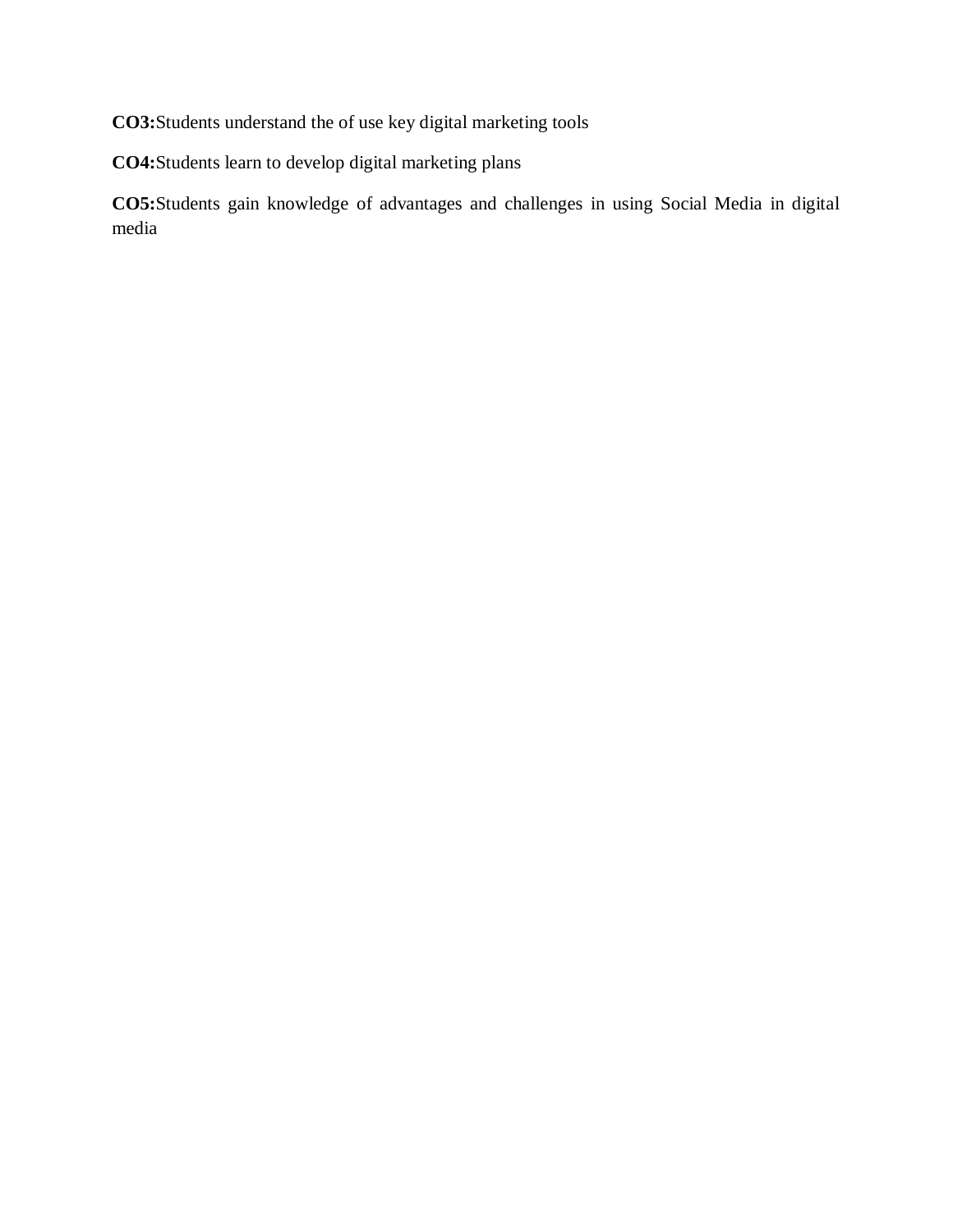**CO3:**Students understand the of use key digital marketing tools

**CO4:**Students learn to develop digital marketing plans

**CO5:**Students gain knowledge of advantages and challenges in using Social Media in digital media